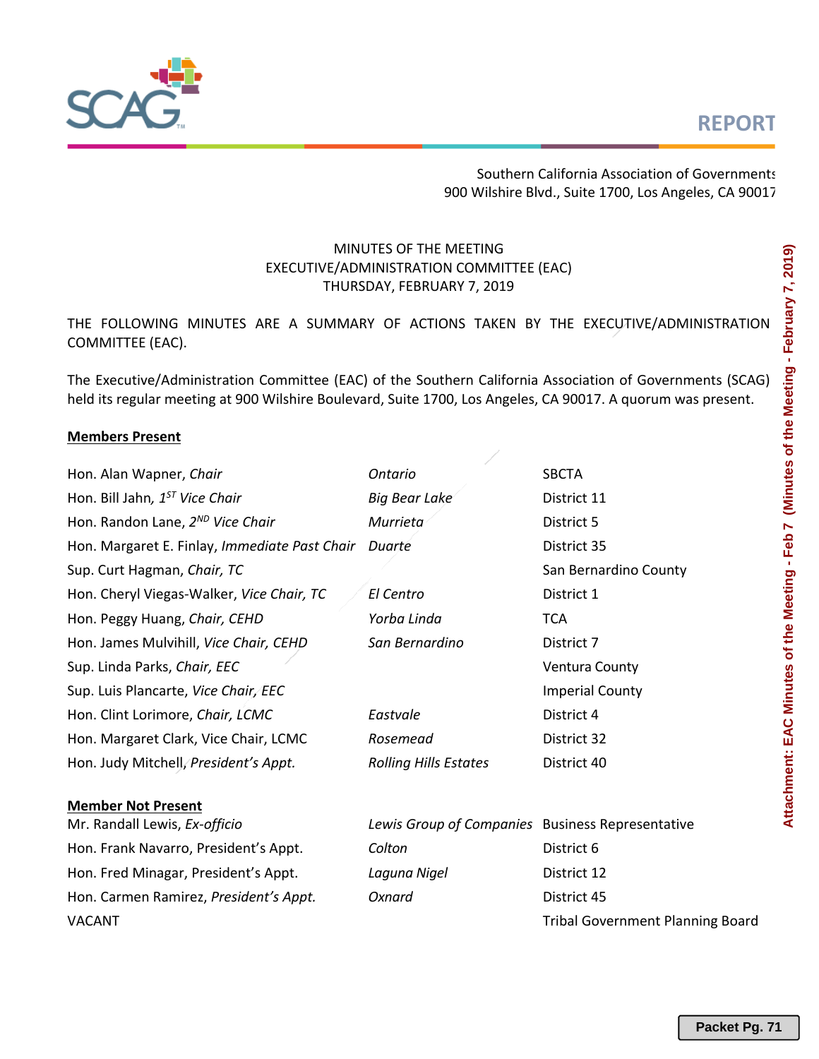REPORT

Southern California Association of Governments
900 Wilshire Blvd., Suite 1700, Los Angeles, CA 90017

MINUTES OF THE MEETING
EXECUTIVE/ADMINISTRATION COMMITTEE (EAC)
THURSDAY, FEBRUARY 7, 2019

THE FOLLOWING MINUTES ARE A SUMMARY OF ACTIONS TAKEN BY THE EXECUTIVE/ADMINISTRATION COMMITTEE (EAC).

The Executive/Administration Committee (EAC) of the Southern California Association of Governments (SCAG) held its regular meeting at 900 Wilshire Boulevard, Suite 1700, Los Angeles, CA 90017. A quorum was present.

**Members Present**

| | | |
|---|---|---|
| Hon. Alan Wapner, *Chair* | *Ontario* | SBCTA |
| Hon. Bill Jahn, *1ST Vice Chair* | *Big Bear Lake* | District 11 |
| Hon. Randon Lane, *2ND Vice Chair* | *Murrieta* | District 5 |
| Hon. Margaret E. Finlay, *Immediate Past Chair* | *Duarte* | District 35 |
| Sup. Curt Hagman, *Chair, TC* | | San Bernardino County |
| Hon. Cheryl Viegas-Walker, *Vice Chair, TC* | *El Centro* | District 1 |
| Hon. Peggy Huang, *Chair, CEHD* | *Yorba Linda* | TCA |
| Hon. James Mulvihill, *Vice Chair, CEHD* | *San Bernardino* | District 7 |
| Sup. Linda Parks, *Chair, EEC* | | Ventura County |
| Sup. Luis Plancarte, *Vice Chair, EEC* | | Imperial County |
| Hon. Clint Lorimore, *Chair, LCMC* | *Eastvale* | District 4 |
| Hon. Margaret Clark, Vice Chair, LCMC | *Rosemead* | District 32 |
| Hon. Judy Mitchell, *President's Appt.* | *Rolling Hills Estates* | District 40 |

**Member Not Present**

| | | |
|---|---|---|
| Mr. Randall Lewis, *Ex-officio* | *Lewis Group of Companies* | Business Representative |
| Hon. Frank Navarro, President's Appt. | *Colton* | District 6 |
| Hon. Fred Minagar, President's Appt. | *Laguna Nigel* | District 12 |
| Hon. Carmen Ramirez, *President's Appt.* | *Oxnard* | District 45 |
| VACANT | | Tribal Government Planning Board |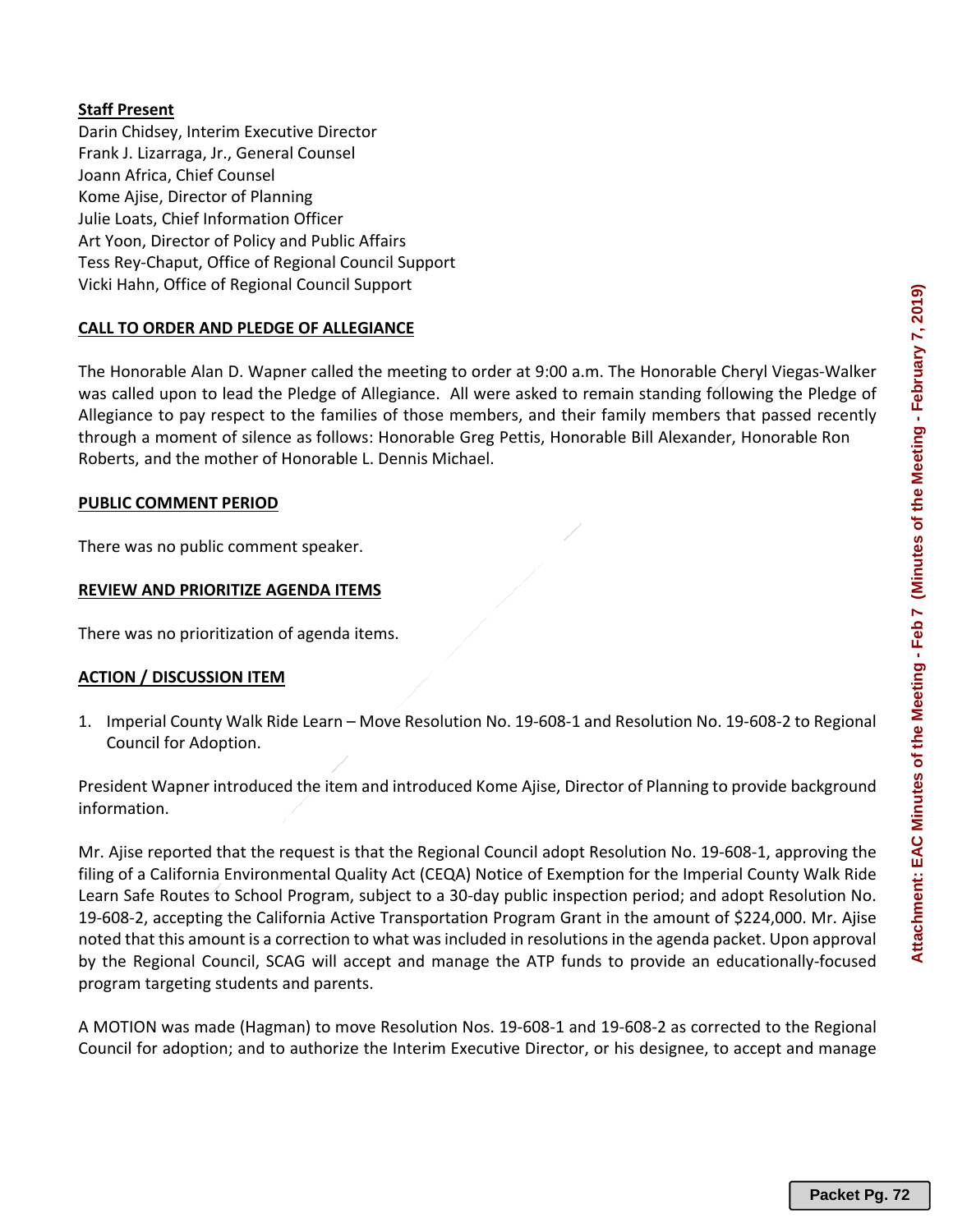**Staff Present**

Darin Chidsey, Interim Executive Director
Frank J. Lizarraga, Jr., General Counsel
Joann Africa, Chief Counsel
Kome Ajise, Director of Planning
Julie Loats, Chief Information Officer
Art Yoon, Director of Policy and Public Affairs
Tess Rey-Chaput, Office of Regional Council Support
Vicki Hahn, Office of Regional Council Support

**CALL TO ORDER AND PLEDGE OF ALLEGIANCE**

The Honorable Alan D. Wapner called the meeting to order at 9:00 a.m. The Honorable Cheryl Viegas-Walker was called upon to lead the Pledge of Allegiance. All were asked to remain standing following the Pledge of Allegiance to pay respect to the families of those members, and their family members that passed recently through a moment of silence as follows: Honorable Greg Pettis, Honorable Bill Alexander, Honorable Ron Roberts, and the mother of Honorable L. Dennis Michael.

**PUBLIC COMMENT PERIOD**

There was no public comment speaker.

**REVIEW AND PRIORITIZE AGENDA ITEMS**

There was no prioritization of agenda items.

**ACTION / DISCUSSION ITEM**

1. Imperial County Walk Ride Learn – Move Resolution No. 19-608-1 and Resolution No. 19-608-2 to Regional Council for Adoption.

President Wapner introduced the item and introduced Kome Ajise, Director of Planning to provide background information.

Mr. Ajise reported that the request is that the Regional Council adopt Resolution No. 19-608-1, approving the filing of a California Environmental Quality Act (CEQA) Notice of Exemption for the Imperial County Walk Ride Learn Safe Routes to School Program, subject to a 30-day public inspection period; and adopt Resolution No. 19-608-2, accepting the California Active Transportation Program Grant in the amount of $224,000. Mr. Ajise noted that this amount is a correction to what was included in resolutions in the agenda packet. Upon approval by the Regional Council, SCAG will accept and manage the ATP funds to provide an educationally-focused program targeting students and parents.

A MOTION was made (Hagman) to move Resolution Nos. 19-608-1 and 19-608-2 as corrected to the Regional Council for adoption; and to authorize the Interim Executive Director, or his designee, to accept and manage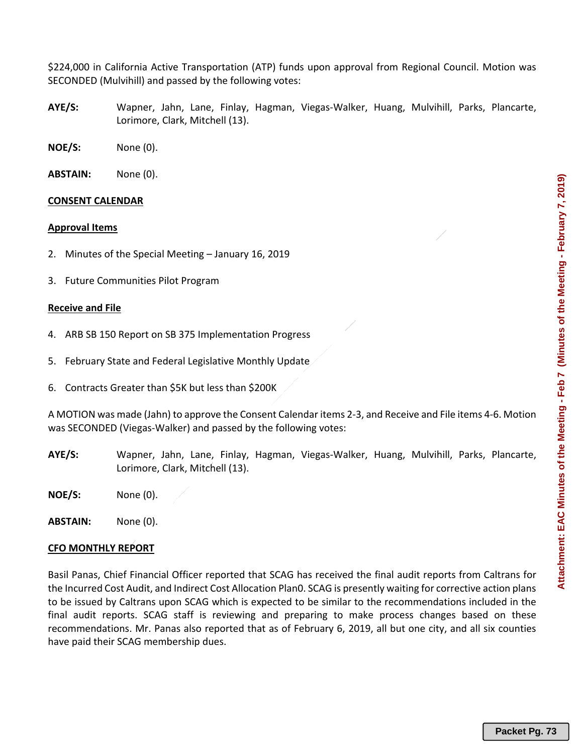$224,000 in California Active Transportation (ATP) funds upon approval from Regional Council. Motion was SECONDED (Mulvihill) and passed by the following votes:

**AYE/S:** Wapner, Jahn, Lane, Finlay, Hagman, Viegas-Walker, Huang, Mulvihill, Parks, Plancarte, Lorimore, Clark, Mitchell (13).

**NOE/S:** None (0).

**ABSTAIN:** None (0).

**CONSENT CALENDAR**

**Approval Items**

2. Minutes of the Special Meeting – January 16, 2019

3. Future Communities Pilot Program

**Receive and File**

4. ARB SB 150 Report on SB 375 Implementation Progress

5. February State and Federal Legislative Monthly Update

6. Contracts Greater than $5K but less than $200K

A MOTION was made (Jahn) to approve the Consent Calendar items 2-3, and Receive and File items 4-6. Motion was SECONDED (Viegas-Walker) and passed by the following votes:

**AYE/S:** Wapner, Jahn, Lane, Finlay, Hagman, Viegas-Walker, Huang, Mulvihill, Parks, Plancarte, Lorimore, Clark, Mitchell (13).

**NOE/S:** None (0).

**ABSTAIN:** None (0).

**CFO MONTHLY REPORT**

Basil Panas, Chief Financial Officer reported that SCAG has received the final audit reports from Caltrans for the Incurred Cost Audit, and Indirect Cost Allocation Plan0. SCAG is presently waiting for corrective action plans to be issued by Caltrans upon SCAG which is expected to be similar to the recommendations included in the final audit reports. SCAG staff is reviewing and preparing to make process changes based on these recommendations. Mr. Panas also reported that as of February 6, 2019, all but one city, and all six counties have paid their SCAG membership dues.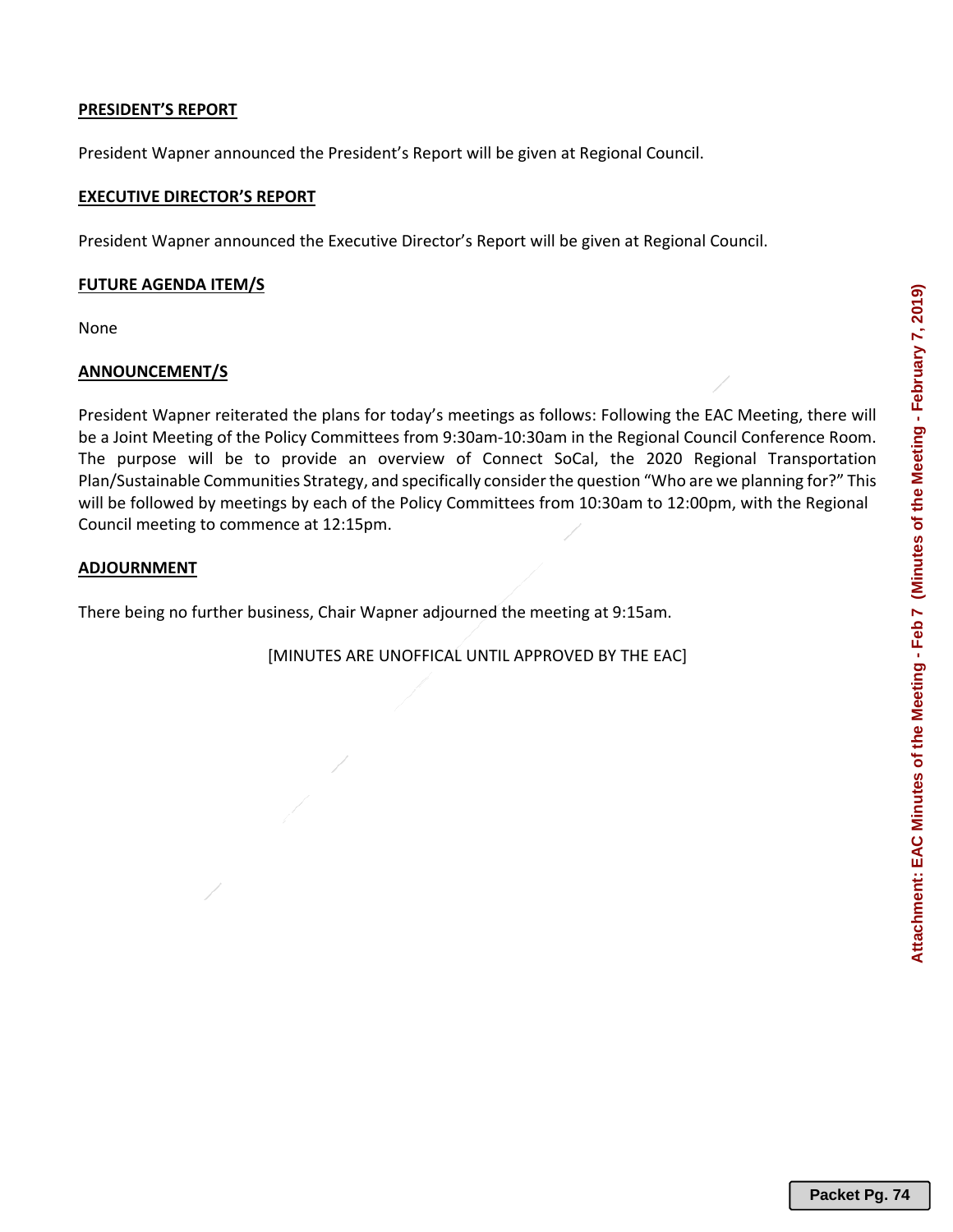**PRESIDENT'S REPORT**

President Wapner announced the President's Report will be given at Regional Council.

**EXECUTIVE DIRECTOR'S REPORT**

President Wapner announced the Executive Director's Report will be given at Regional Council.

**FUTURE AGENDA ITEM/S**

None

**ANNOUNCEMENT/S**

President Wapner reiterated the plans for today's meetings as follows: Following the EAC Meeting, there will be a Joint Meeting of the Policy Committees from 9:30am-10:30am in the Regional Council Conference Room. The purpose will be to provide an overview of Connect SoCal, the 2020 Regional Transportation Plan/Sustainable Communities Strategy, and specifically consider the question "Who are we planning for?" This will be followed by meetings by each of the Policy Committees from 10:30am to 12:00pm, with the Regional Council meeting to commence at 12:15pm.

**ADJOURNMENT**

There being no further business, Chair Wapner adjourned the meeting at 9:15am.

[MINUTES ARE UNOFFICAL UNTIL APPROVED BY THE EAC]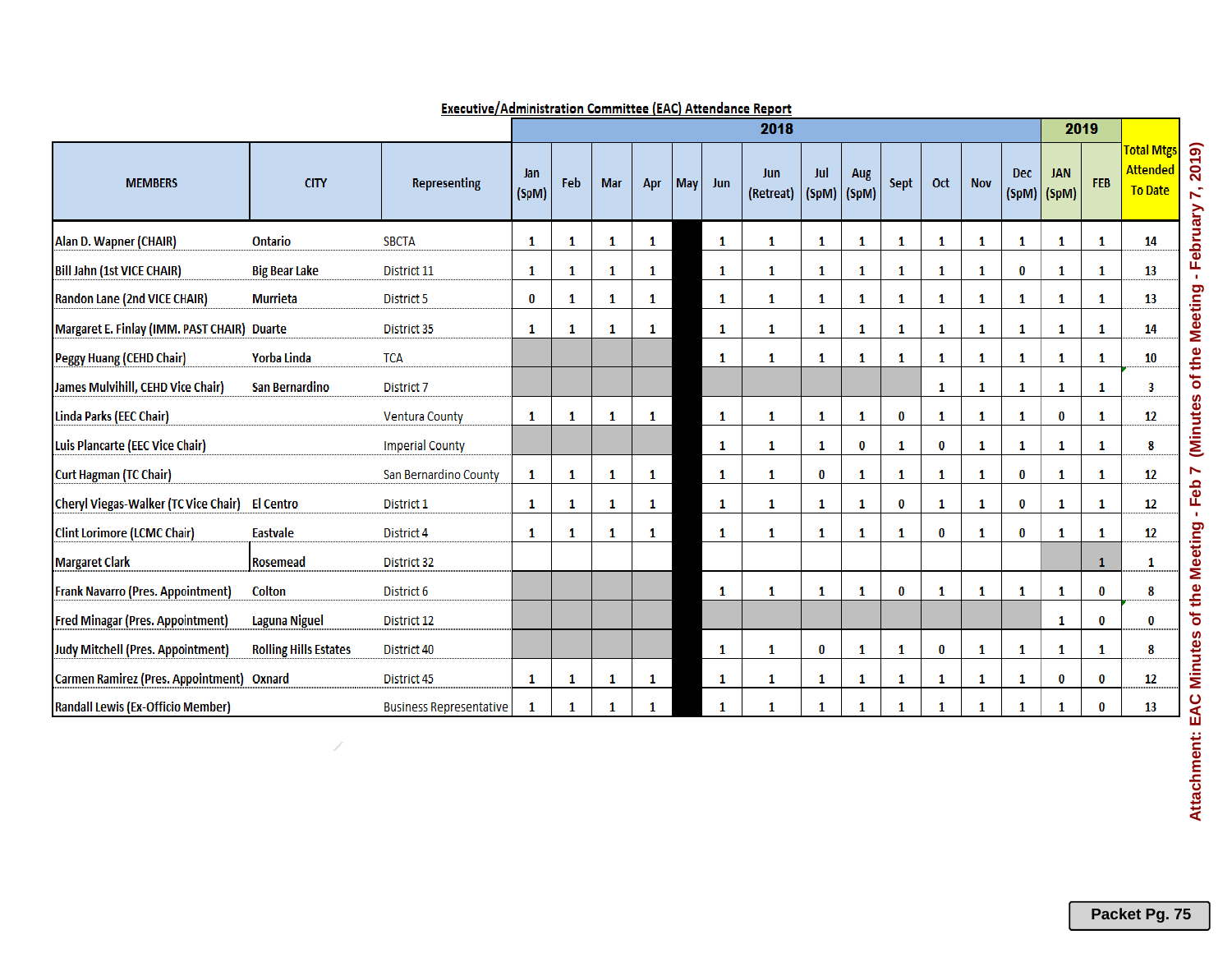**Executive/Administration Committee (EAC) Attendance Report**

| MEMBERS | CITY | Representing | 2018 Jan (SpM) | Feb | Mar | Apr | May | Jun | Jun (Retreat) | Jul (SpM) | Aug (SpM) | Sept | Oct | Nov | Dec (SpM) | 2019 JAN (SpM) | FEB | Total Mtgs Attended To Date |
|---|---|---|---|---|---|---|---|---|---|---|---|---|---|---|---|---|---|---|
| Alan D. Wapner (CHAIR) | Ontario | SBCTA | 1 | 1 | 1 | 1 | | 1 | 1 | 1 | 1 | 1 | 1 | 1 | 1 | 1 | 1 | 14 |
| Bill Jahn (1st VICE CHAIR) | Big Bear Lake | District 11 | 1 | 1 | 1 | 1 | | 1 | 1 | 1 | 1 | 1 | 1 | 1 | 0 | 1 | 1 | 13 |
| Randon Lane (2nd VICE CHAIR) | Murrieta | District 5 | 0 | 1 | 1 | 1 | | 1 | 1 | 1 | 1 | 1 | 1 | 1 | 1 | 1 | 1 | 13 |
| Margaret E. Finlay (IMM. PAST CHAIR) | Duarte | District 35 | 1 | 1 | 1 | 1 | | 1 | 1 | 1 | 1 | 1 | 1 | 1 | 1 | 1 | 1 | 14 |
| Peggy Huang (CEHD Chair) | Yorba Linda | TCA | | | | | | 1 | 1 | 1 | 1 | 1 | 1 | 1 | 1 | 1 | 1 | 10 |
| James Mulvihill, CEHD Vice Chair) | San Bernardino | District 7 | | | | | | | | | | | 1 | 1 | 1 | 1 | 1 | 3 |
| Linda Parks (EEC Chair) | | Ventura County | 1 | 1 | 1 | 1 | | 1 | 1 | 1 | 1 | 0 | 1 | 1 | 1 | 0 | 1 | 12 |
| Luis Plancarte (EEC Vice Chair) | | Imperial County | | | | | | 1 | 1 | 1 | 0 | 1 | 0 | 1 | 1 | 1 | 1 | 8 |
| Curt Hagman (TC Chair) | | San Bernardino County | 1 | 1 | 1 | 1 | | 1 | 1 | 0 | 1 | 1 | 1 | 1 | 0 | 1 | 1 | 12 |
| Cheryl Viegas-Walker (TC Vice Chair) | El Centro | District 1 | 1 | 1 | 1 | 1 | | 1 | 1 | 1 | 1 | 0 | 1 | 1 | 0 | 1 | 1 | 12 |
| Clint Lorimore (LCMC Chair) | Eastvale | District 4 | 1 | 1 | 1 | 1 | | 1 | 1 | 1 | 1 | 1 | 0 | 1 | 0 | 1 | 1 | 12 |
| Margaret Clark | Rosemead | District 32 | | | | | | | | | | | | | | | 1 | 1 |
| Frank Navarro (Pres. Appointment) | Colton | District 6 | | | | | | 1 | 1 | 1 | 1 | 0 | 1 | 1 | 1 | 1 | 0 | 8 |
| Fred Minagar (Pres. Appointment) | Laguna Niguel | District 12 | | | | | | | | | | | | | | 1 | 0 | 0 |
| Judy Mitchell (Pres. Appointment) | Rolling Hills Estates | District 40 | | | | | | 1 | 1 | 0 | 1 | 1 | 0 | 1 | 1 | 1 | 1 | 8 |
| Carmen Ramirez (Pres. Appointment) | Oxnard | District 45 | 1 | 1 | 1 | 1 | | 1 | 1 | 1 | 1 | 1 | 1 | 1 | 1 | 0 | 0 | 12 |
| Randall Lewis (Ex-Officio Member) | | Business Representative | 1 | 1 | 1 | 1 | | 1 | 1 | 1 | 1 | 1 | 1 | 1 | 1 | 1 | 0 | 13 |

Attachment: EAC Minutes of the Meeting - Feb 7 (Minutes of the Meeting - February 7, 2019)